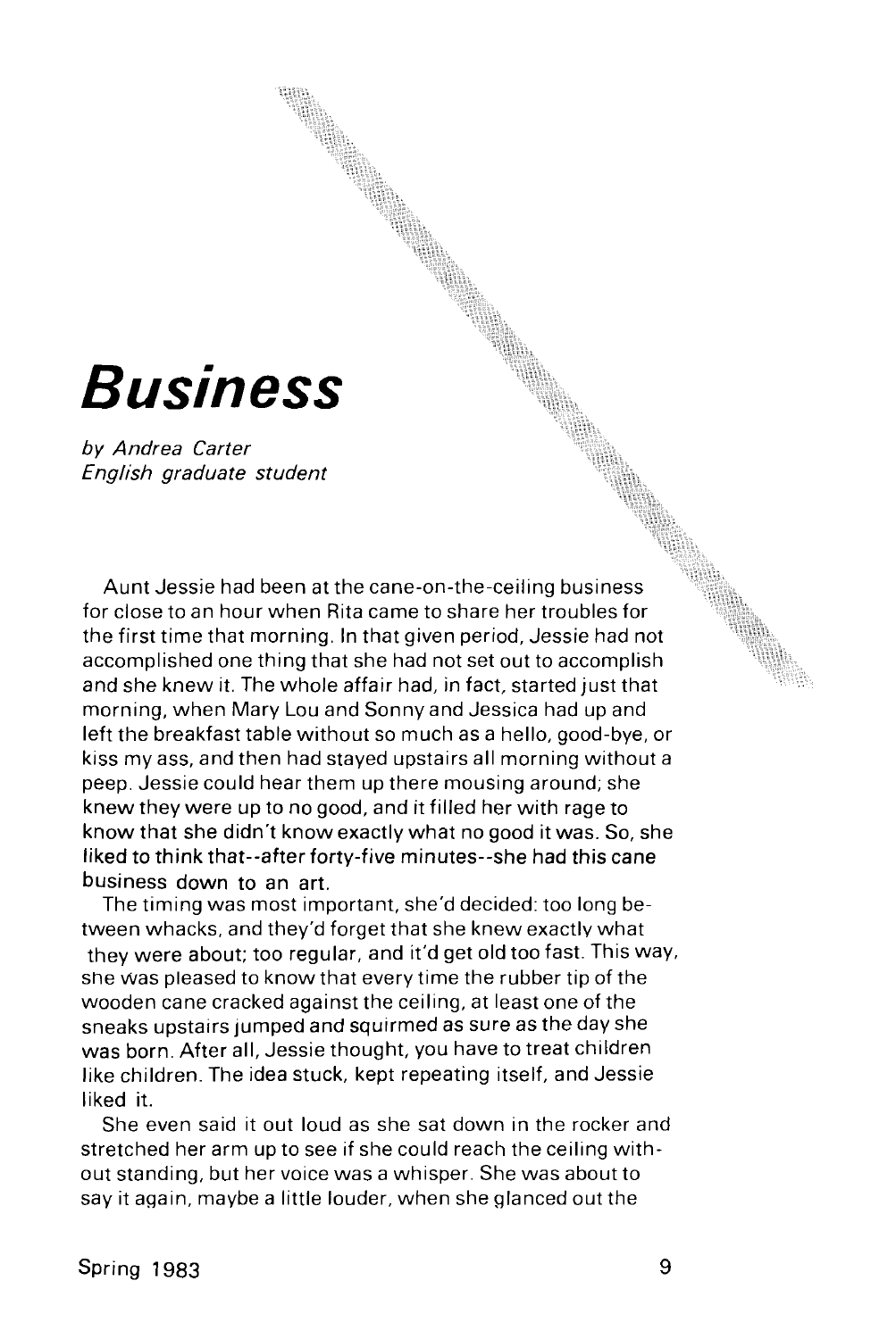# Business

*by Andrea Carter*
*English graduate student*

Aunt Jessie had been at the cane-on-the-ceiling business for close to an hour when Rita came to share her troubles for the first time that morning. In that given period, Jessie had not accomplished one thing that she had not set out to accomplish and she knew it. The whole affair had, in fact, started just that morning, when Mary Lou and Sonny and Jessica had up and left the breakfast table without so much as a hello, good-bye, or kiss my ass, and then had stayed upstairs all morning without a peep. Jessie could hear them up there mousing around; she knew they were up to no good, and it filled her with rage to know that she didn't know exactly what no good it was. So, she liked to think that--after forty-five minutes--she had this cane business down to an art.

The timing was most important, she'd decided: too long between whacks, and they'd forget that she knew exactly what they were about; too regular, and it'd get old too fast. This way, she was pleased to know that every time the rubber tip of the wooden cane cracked against the ceiling, at least one of the sneaks upstairs jumped and squirmed as sure as the day she was born. After all, Jessie thought, you have to treat children like children. The idea stuck, kept repeating itself, and Jessie liked it.

She even said it out loud as she sat down in the rocker and stretched her arm up to see if she could reach the ceiling without standing, but her voice was a whisper. She was about to say it again, maybe a little louder, when she glanced out the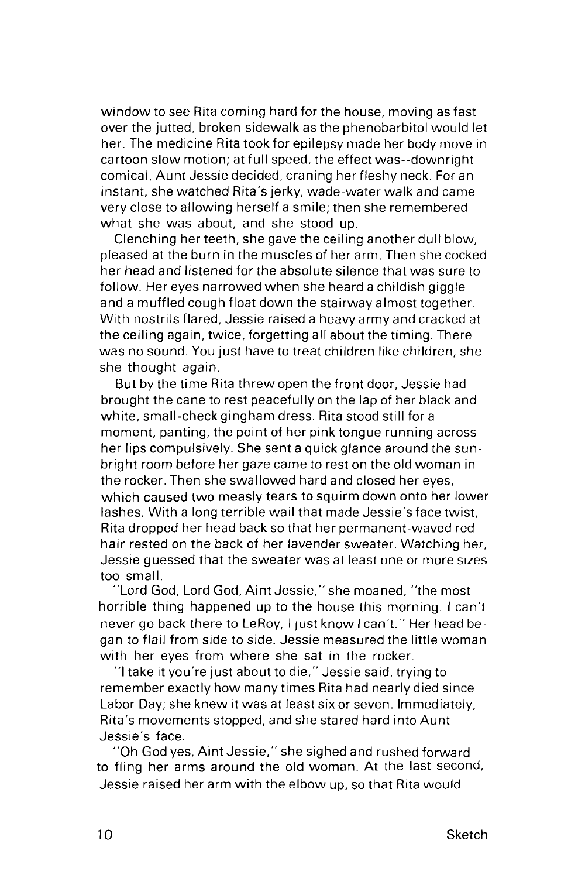window to see Rita coming hard for the house, moving as fast over the jutted, broken sidewalk as the phenobarbitol would let her. The medicine Rita took for epilepsy made her body move in cartoon slow motion; at full speed, the effect was--downright comical, Aunt Jessie decided, craning her fleshy neck. For an instant, she watched Rita's jerky, wade-water walk and came very close to allowing herself a smile; then she remembered what she was about, and she stood up.

Clenching her teeth, she gave the ceiling another dull blow, pleased at the burn in the muscles of her arm. Then she cocked her head and listened for the absolute silence that was sure to follow. Her eyes narrowed when she heard a childish giggle and a muffled cough float down the stairway almost together. With nostrils flared, Jessie raised a heavy army and cracked at the ceiling again, twice, forgetting all about the timing. There was no sound. You just have to treat children like children, she she thought again.

But by the time Rita threw open the front door, Jessie had brought the cane to rest peacefully on the lap of her black and white, small-check gingham dress. Rita stood still for a moment, panting, the point of her pink tongue running across her lips compulsively. She sent a quick glance around the sun-bright room before her gaze came to rest on the old woman in the rocker. Then she swallowed hard and closed her eyes, which caused two measly tears to squirm down onto her lower lashes. With a long terrible wail that made Jessie's face twist, Rita dropped her head back so that her permanent-waved red hair rested on the back of her lavender sweater. Watching her, Jessie guessed that the sweater was at least one or more sizes too small.

"Lord God, Lord God, Aint Jessie," she moaned, "the most horrible thing happened up to the house this morning. I can't never go back there to LeRoy, I just know I can't." Her head began to flail from side to side. Jessie measured the little woman with her eyes from where she sat in the rocker.

"I take it you're just about to die," Jessie said, trying to remember exactly how many times Rita had nearly died since Labor Day; she knew it was at least six or seven. Immediately, Rita's movements stopped, and she stared hard into Aunt Jessie's face.

"Oh God yes, Aint Jessie," she sighed and rushed forward to fling her arms around the old woman. At the last second, Jessie raised her arm with the elbow up, so that Rita would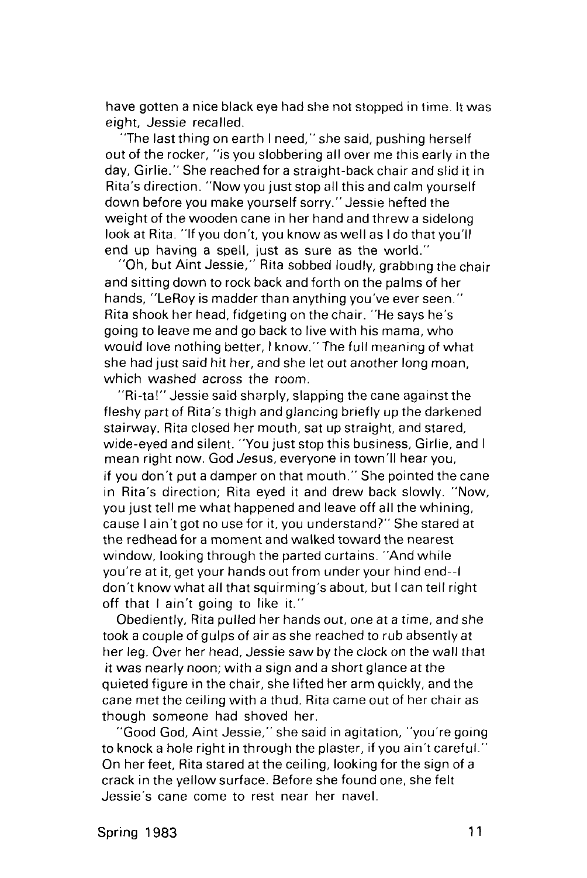have gotten a nice black eye had she not stopped in time. It was eight, Jessie recalled.

"The last thing on earth I need," she said, pushing herself out of the rocker, "is you slobbering all over me this early in the day, Girlie." She reached for a straight-back chair and slid it in Rita's direction. "Now you just stop all this and calm yourself down before you make yourself sorry." Jessie hefted the weight of the wooden cane in her hand and threw a sidelong look at Rita. "If you don't, you know as well as I do that you'll end up having a spell, just as sure as the world."

"Oh, but Aint Jessie," Rita sobbed loudly, grabbing the chair and sitting down to rock back and forth on the palms of her hands, "LeRoy is madder than anything you've ever seen." Rita shook her head, fidgeting on the chair. "He says he's going to leave me and go back to live with his mama, who would love nothing better, I know." The full meaning of what she had just said hit her, and she let out another long moan, which washed across the room.

"Ri-ta!" Jessie said sharply, slapping the cane against the fleshy part of Rita's thigh and glancing briefly up the darkened stairway. Rita closed her mouth, sat up straight, and stared, wide-eyed and silent. "You just stop this business, Girlie, and I mean right now. God *Je*sus, everyone in town'll hear you, if you don't put a damper on that mouth." She pointed the cane in Rita's direction; Rita eyed it and drew back slowly. "Now, you just tell me what happened and leave off all the whining, cause I ain't got no use for it, you understand?" She stared at the redhead for a moment and walked toward the nearest window, looking through the parted curtains. "And while you're at it, get your hands out from under your hind end--I don't know what all that squirming's about, but I can tell right off that I ain't going to like it."

Obediently, Rita pulled her hands out, one at a time, and she took a couple of gulps of air as she reached to rub absently at her leg. Over her head, Jessie saw by the clock on the wall that it was nearly noon; with a sign and a short glance at the quieted figure in the chair, she lifted her arm quickly, and the cane met the ceiling with a thud. Rita came out of her chair as though someone had shoved her.

"Good God, Aint Jessie," she said in agitation, "you're going to knock a hole right in through the plaster, if you ain't careful." On her feet, Rita stared at the ceiling, looking for the sign of a crack in the yellow surface. Before she found one, she felt Jessie's cane come to rest near her navel.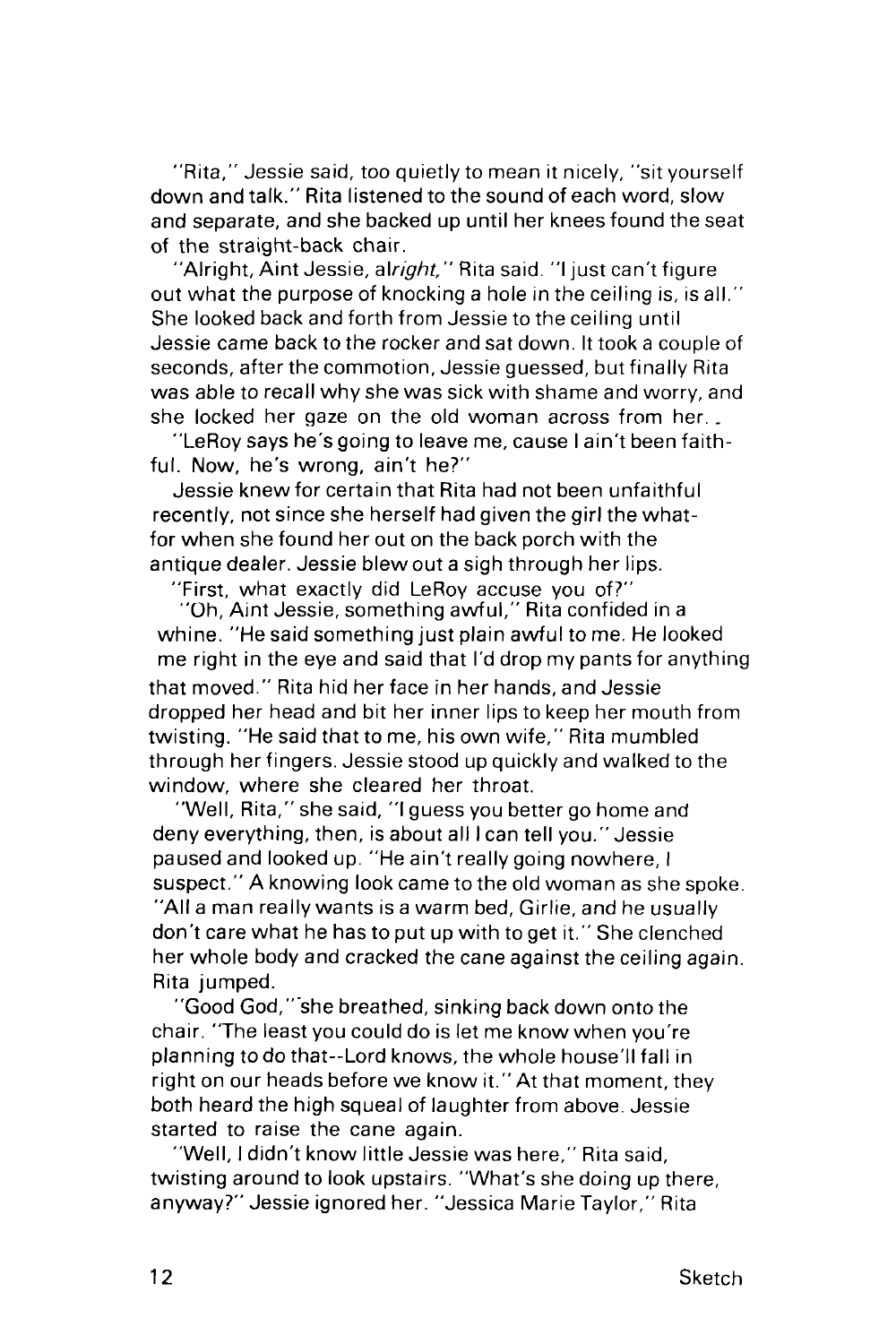"Rita," Jessie said, too quietly to mean it nicely, "sit yourself down and talk." Rita listened to the sound of each word, slow and separate, and she backed up until her knees found the seat of the straight-back chair.

"Alright, Aint Jessie, al*right,*" Rita said. "I just can't figure out what the purpose of knocking a hole in the ceiling is, is all." She looked back and forth from Jessie to the ceiling until Jessie came back to the rocker and sat down. It took a couple of seconds, after the commotion, Jessie guessed, but finally Rita was able to recall why she was sick with shame and worry, and she locked her gaze on the old woman across from her.

"LeRoy says he's going to leave me, cause I ain't been faithful. Now, he's wrong, ain't he?"

Jessie knew for certain that Rita had not been unfaithful recently, not since she herself had given the girl the what-for when she found her out on the back porch with the antique dealer. Jessie blew out a sigh through her lips.

"First, what exactly did LeRoy accuse you of?"

"Oh, Aint Jessie, something awful," Rita confided in a whine. "He said something just plain awful to me. He looked me right in the eye and said that I'd drop my pants for anything that moved." Rita hid her face in her hands, and Jessie dropped her head and bit her inner lips to keep her mouth from twisting. "He said that to me, his own wife," Rita mumbled through her fingers. Jessie stood up quickly and walked to the window, where she cleared her throat.

"Well, Rita," she said, "I guess you better go home and deny everything, then, is about all I can tell you." Jessie paused and looked up. "He ain't really going nowhere, I suspect." A knowing look came to the old woman as she spoke. "All a man really wants is a warm bed, Girlie, and he usually don't care what he has to put up with to get it." She clenched her whole body and cracked the cane against the ceiling again. Rita jumped.

"Good God," she breathed, sinking back down onto the chair. "The least you could do is let me know when you're planning to do that--Lord knows, the whole house'll fall in right on our heads before we know it." At that moment, they both heard the high squeal of laughter from above. Jessie started to raise the cane again.

"Well, I didn't know little Jessie was here," Rita said, twisting around to look upstairs. "What's she doing up there, anyway?" Jessie ignored her. "Jessica Marie Taylor," Rita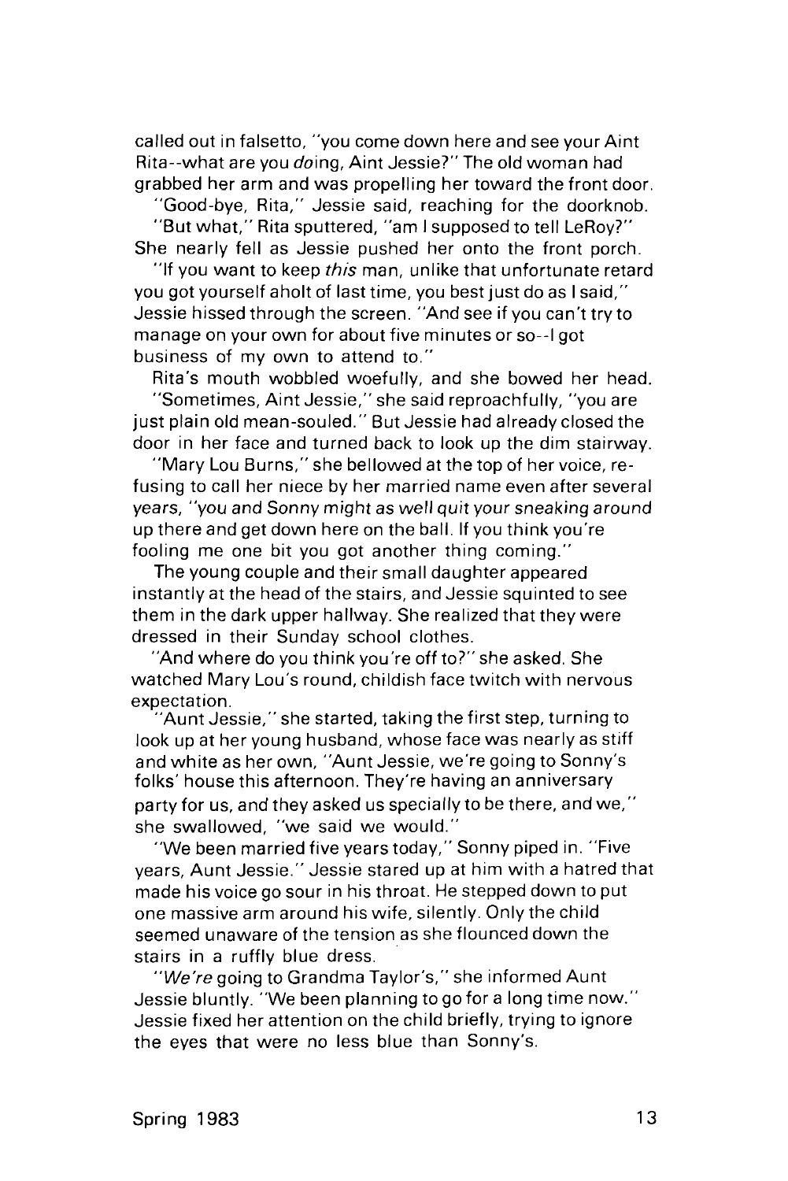called out in falsetto, "you come down here and see your Aint Rita--what are you *doing*, Aint Jessie?" The old woman had grabbed her arm and was propelling her toward the front door.

"Good-bye, Rita," Jessie said, reaching for the doorknob.

"But what," Rita sputtered, "am I supposed to tell LeRoy?" She nearly fell as Jessie pushed her onto the front porch.

"If you want to keep *this* man, unlike that unfortunate retard you got yourself aholt of last time, you best just do as I said," Jessie hissed through the screen. "And see if you can't try to manage on your own for about five minutes or so--I got business of my own to attend to."

Rita's mouth wobbled woefully, and she bowed her head. "Sometimes, Aint Jessie," she said reproachfully, "you are just plain old mean-souled." But Jessie had already closed the door in her face and turned back to look up the dim stairway.

"Mary Lou Burns," she bellowed at the top of her voice, refusing to call her niece by her married name even after several years, "*you and Sonny might as well quit your sneaking around* up there and get down here on the ball. If you think you're fooling me one bit you got another thing coming."

The young couple and their small daughter appeared instantly at the head of the stairs, and Jessie squinted to see them in the dark upper hallway. She realized that they were dressed in their Sunday school clothes.

"And where do you think you're off to?" she asked. She watched Mary Lou's round, childish face twitch with nervous expectation.

"Aunt Jessie," she started, taking the first step, turning to look up at her young husband, whose face was nearly as stiff and white as her own, "Aunt Jessie, we're going to Sonny's folks' house this afternoon. They're having an anniversary party for us, and they asked us specially to be there, and we," she swallowed, "we said we would."

"We been married five years today," Sonny piped in. "Five years, Aunt Jessie." Jessie stared up at him with a hatred that made his voice go sour in his throat. He stepped down to put one massive arm around his wife, silently. Only the child seemed unaware of the tension as she flounced down the stairs in a ruffly blue dress.

"*We're* going to Grandma Taylor's," she informed Aunt Jessie bluntly. "We been planning to go for a long time now." Jessie fixed her attention on the child briefly, trying to ignore the eyes that were no less blue than Sonny's.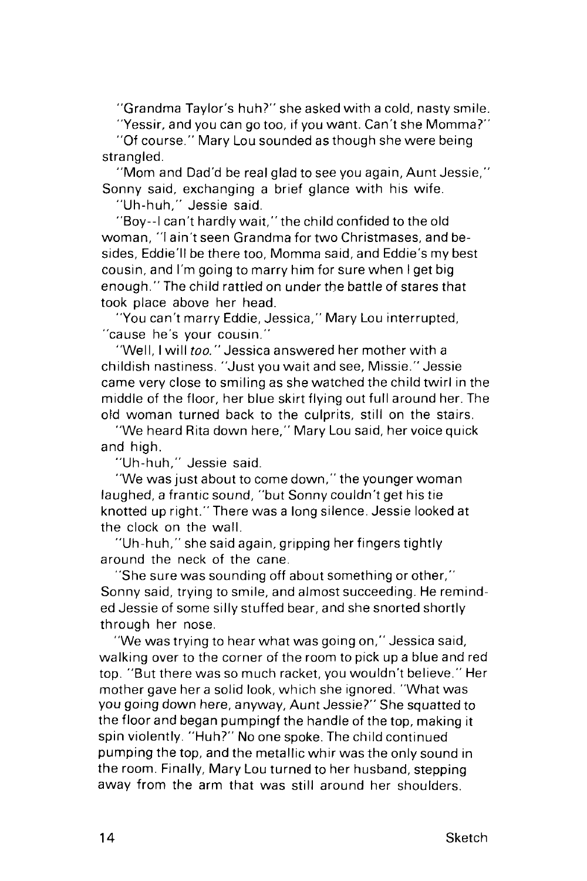"Grandma Taylor's huh?" she asked with a cold, nasty smile.

"Yessir, and you can go too, if you want. Can't she Momma?"

"Of course." Mary Lou sounded as though she were being strangled.

"Mom and Dad'd be real glad to see you again, Aunt Jessie," Sonny said, exchanging a brief glance with his wife.

"Uh-huh," Jessie said.

"Boy--I can't hardly wait," the child confided to the old woman, "I ain't seen Grandma for two Christmases, and besides, Eddie'll be there too, Momma said, and Eddie's my best cousin, and I'm going to marry him for sure when I get big enough." The child rattled on under the battle of stares that took place above her head.

"You can't marry Eddie, Jessica," Mary Lou interrupted, "cause he's your cousin."

"Well, I will *too*." Jessica answered her mother with a childish nastiness. "Just you wait and see, Missie." Jessie came very close to smiling as she watched the child twirl in the middle of the floor, her blue skirt flying out full around her. The old woman turned back to the culprits, still on the stairs.

"We heard Rita down here," Mary Lou said, her voice quick and high.

"Uh-huh," Jessie said.

"We was just about to come down," the younger woman laughed, a frantic sound, "but Sonny couldn't get his tie knotted up right." There was a long silence. Jessie looked at the clock on the wall.

"Uh-huh," she said again, gripping her fingers tightly around the neck of the cane.

"She sure was sounding off about something or other," Sonny said, trying to smile, and almost succeeding. He reminded Jessie of some silly stuffed bear, and she snorted shortly through her nose.

"We was trying to hear what was going on," Jessica said, walking over to the corner of the room to pick up a blue and red top. "But there was so much racket, you wouldn't believe." Her mother gave her a solid look, which she ignored. "What was you going down here, anyway, Aunt Jessie?" She squatted to the floor and began pumpingf the handle of the top, making it spin violently. "Huh?" No one spoke. The child continued pumping the top, and the metallic whir was the only sound in the room. Finally, Mary Lou turned to her husband, stepping away from the arm that was still around her shoulders.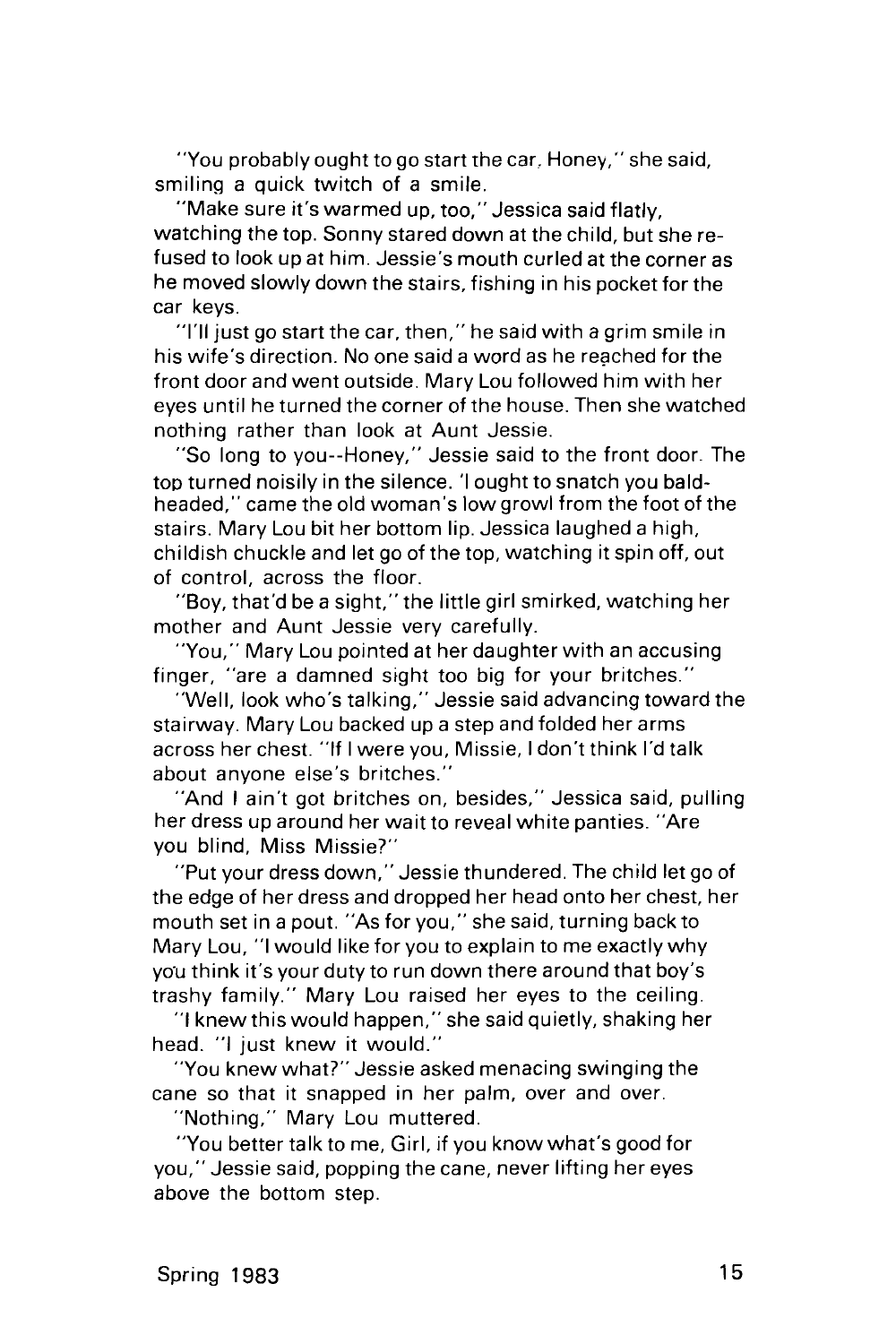"You probably ought to go start the car, Honey," she said, smiling a quick twitch of a smile.

"Make sure it's warmed up, too," Jessica said flatly, watching the top. Sonny stared down at the child, but she refused to look up at him. Jessie's mouth curled at the corner as he moved slowly down the stairs, fishing in his pocket for the car keys.

"I'll just go start the car, then," he said with a grim smile in his wife's direction. No one said a word as he reached for the front door and went outside. Mary Lou followed him with her eyes until he turned the corner of the house. Then she watched nothing rather than look at Aunt Jessie.

"So long to you--Honey," Jessie said to the front door. The top turned noisily in the silence. 'I ought to snatch you baldheaded," came the old woman's low growl from the foot of the stairs. Mary Lou bit her bottom lip. Jessica laughed a high, childish chuckle and let go of the top, watching it spin off, out of control, across the floor.

"Boy, that'd be a sight," the little girl smirked, watching her mother and Aunt Jessie very carefully.

"You," Mary Lou pointed at her daughter with an accusing finger, "are a damned sight too big for your britches."

"Well, look who's talking," Jessie said advancing toward the stairway. Mary Lou backed up a step and folded her arms across her chest. "If I were you, Missie, I don't think I'd talk about anyone else's britches."

"And I ain't got britches on, besides," Jessica said, pulling her dress up around her wait to reveal white panties. "Are you blind, Miss Missie?"

"Put your dress down," Jessie thundered. The child let go of the edge of her dress and dropped her head onto her chest, her mouth set in a pout. "As for you," she said, turning back to Mary Lou, "I would like for you to explain to me exactly why you think it's your duty to run down there around that boy's trashy family." Mary Lou raised her eyes to the ceiling.

"I knew this would happen," she said quietly, shaking her head. "I just knew it would."

"You knew what?" Jessie asked menacing swinging the cane so that it snapped in her palm, over and over.

"Nothing," Mary Lou muttered.

"You better talk to me, Girl, if you know what's good for you," Jessie said, popping the cane, never lifting her eyes above the bottom step.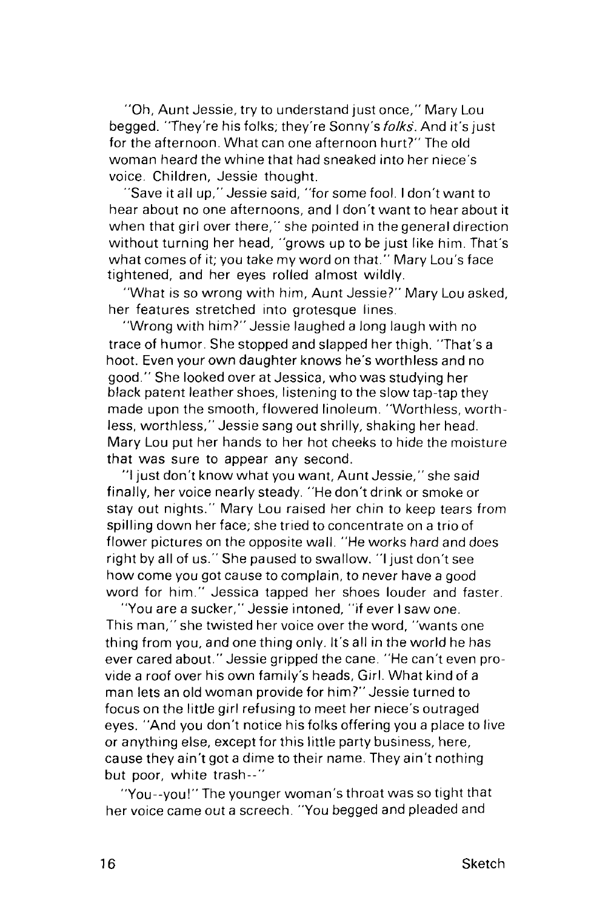"Oh, Aunt Jessie, try to understand just once," Mary Lou begged. "They're his folks; they're Sonny's *folks*. And it's just for the afternoon. What can one afternoon hurt?" The old woman heard the whine that had sneaked into her niece's voice. Children, Jessie thought.

"Save it all up," Jessie said, "for some fool. I don't want to hear about no one afternoons, and I don't want to hear about it when that girl over there," she pointed in the general direction without turning her head, "grows up to be just like him. That's what comes of it; you take my word on that." Mary Lou's face tightened, and her eyes rolled almost wildly.

"What is so wrong with him, Aunt Jessie?" Mary Lou asked, her features stretched into grotesque lines.

"Wrong with him?" Jessie laughed a long laugh with no trace of humor. She stopped and slapped her thigh. "That's a hoot. Even your own daughter knows he's worthless and no good." She looked over at Jessica, who was studying her black patent leather shoes, listening to the slow tap-tap they made upon the smooth, flowered linoleum. "Worthless, worthless, worthless," Jessie sang out shrilly, shaking her head. Mary Lou put her hands to her hot cheeks to hide the moisture that was sure to appear any second.

"I just don't know what you want, Aunt Jessie," she said finally, her voice nearly steady. "He don't drink or smoke or stay out nights." Mary Lou raised her chin to keep tears from spilling down her face; she tried to concentrate on a trio of flower pictures on the opposite wall. "He works hard and does right by all of us." She paused to swallow. "I just don't see how come you got cause to complain, to never have a good word for him." Jessica tapped her shoes louder and faster.

"You are a sucker," Jessie intoned, "if ever I saw one. This man," she twisted her voice over the word, "wants one thing from you, and one thing only. It's all in the world he has ever cared about." Jessie gripped the cane. "He can't even provide a roof over his own family's heads, Girl. What kind of a man lets an old woman provide for him?" Jessie turned to focus on the little girl refusing to meet her niece's outraged eyes. "And you don't notice his folks offering you a place to live or anything else, except for this little party business, here, cause they ain't got a dime to their name. They ain't nothing but poor, white trash--"

"You--you!" The younger woman's throat was so tight that her voice came out a screech. "You begged and pleaded and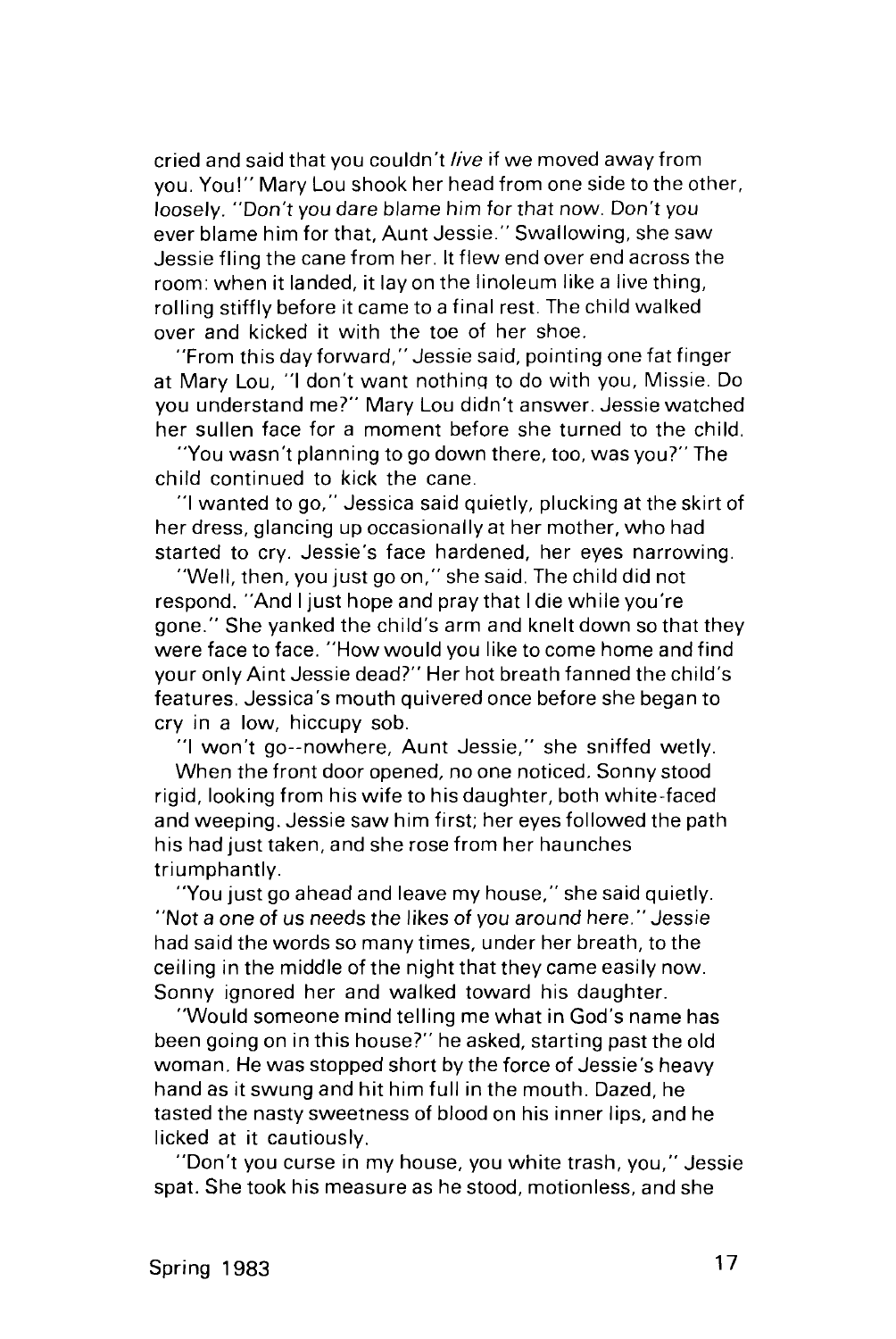cried and said that you couldn't *live* if we moved away from you. You!" Mary Lou shook her head from one side to the other, loosely. "Don't you dare blame him for that now. Don't you ever blame him for that, Aunt Jessie." Swallowing, she saw Jessie fling the cane from her. It flew end over end across the room: when it landed, it lay on the linoleum like a live thing, rolling stiffly before it came to a final rest. The child walked over and kicked it with the toe of her shoe.

"From this day forward," Jessie said, pointing one fat finger at Mary Lou, "I don't want nothing to do with you, Missie. Do you understand me?" Mary Lou didn't answer. Jessie watched her sullen face for a moment before she turned to the child.

"You wasn't planning to go down there, too, was you?" The child continued to kick the cane.

"I wanted to go," Jessica said quietly, plucking at the skirt of her dress, glancing up occasionally at her mother, who had started to cry. Jessie's face hardened, her eyes narrowing.

"Well, then, you just go on," she said. The child did not respond. "And I just hope and pray that I die while you're gone." She yanked the child's arm and knelt down so that they were face to face. "How would you like to come home and find your only Aint Jessie dead?" Her hot breath fanned the child's features. Jessica's mouth quivered once before she began to cry in a low, hiccupy sob.

"I won't go--nowhere, Aunt Jessie," she sniffed wetly.

When the front door opened, no one noticed. Sonny stood rigid, looking from his wife to his daughter, both white-faced and weeping. Jessie saw him first; her eyes followed the path his had just taken, and she rose from her haunches triumphantly.

"You just go ahead and leave my house," she said quietly. "*Not a one of us needs the likes of you around here.*" Jessie had said the words so many times, under her breath, to the ceiling in the middle of the night that they came easily now. Sonny ignored her and walked toward his daughter.

"Would someone mind telling me what in God's name has been going on in this house?" he asked, starting past the old woman. He was stopped short by the force of Jessie's heavy hand as it swung and hit him full in the mouth. Dazed, he tasted the nasty sweetness of blood on his inner lips, and he licked at it cautiously.

"Don't you curse in my house, you white trash, you," Jessie spat. She took his measure as he stood, motionless, and she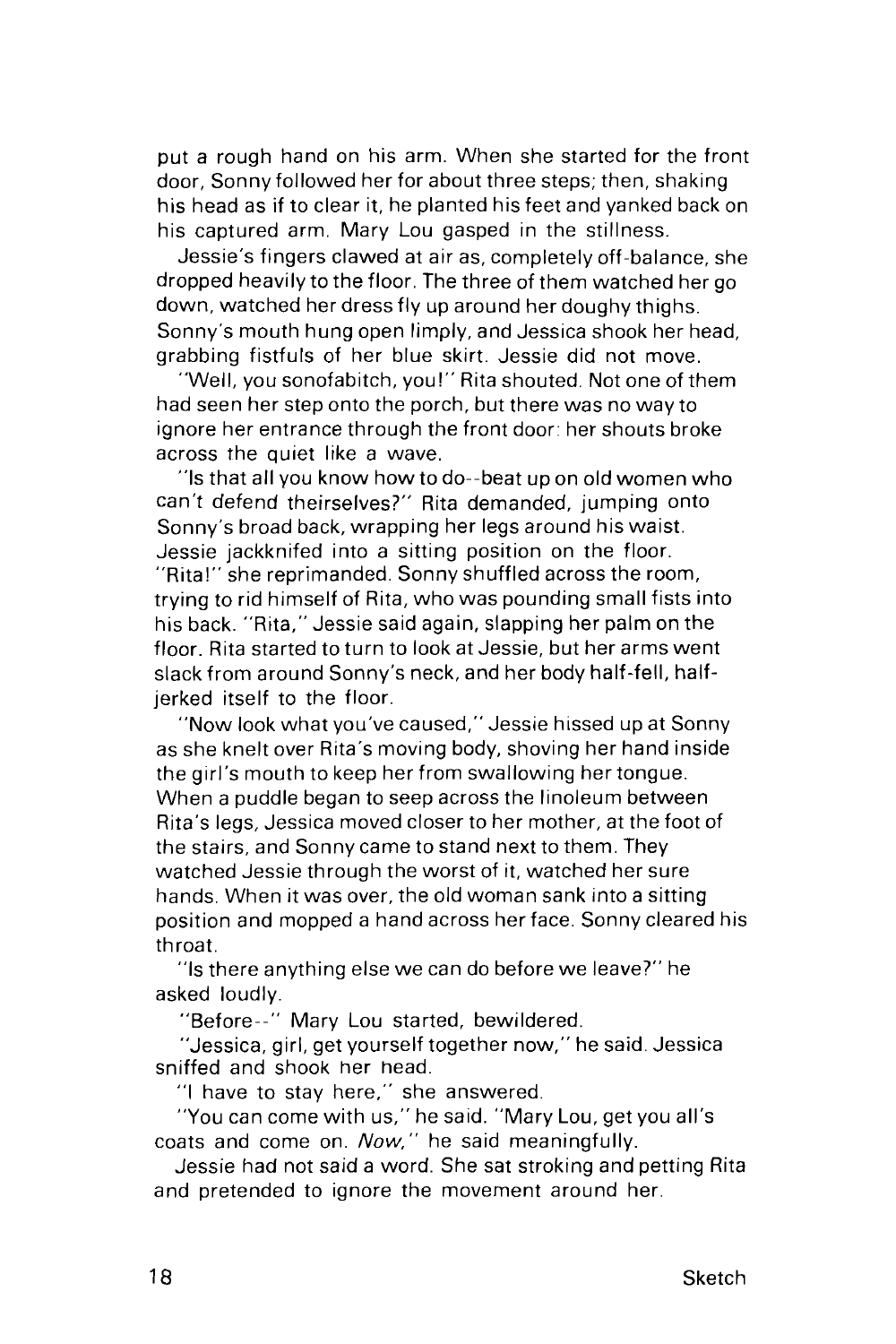put a rough hand on his arm. When she started for the front door, Sonny followed her for about three steps; then, shaking his head as if to clear it, he planted his feet and yanked back on his captured arm. Mary Lou gasped in the stillness.

Jessie's fingers clawed at air as, completely off-balance, she dropped heavily to the floor. The three of them watched her go down, watched her dress fly up around her doughy thighs. Sonny's mouth hung open limply, and Jessica shook her head, grabbing fistfuls of her blue skirt. Jessie did not move.

"Well, you sonofabitch, you!" Rita shouted. Not one of them had seen her step onto the porch, but there was no way to ignore her entrance through the front door: her shouts broke across the quiet like a wave.

"Is that all you know how to do--beat up on old women who can't defend theirselves?" Rita demanded, jumping onto Sonny's broad back, wrapping her legs around his waist. Jessie jackknifed into a sitting position on the floor. "Rita!" she reprimanded. Sonny shuffled across the room, trying to rid himself of Rita, who was pounding small fists into his back. "Rita," Jessie said again, slapping her palm on the floor. Rita started to turn to look at Jessie, but her arms went slack from around Sonny's neck, and her body half-fell, half-jerked itself to the floor.

"Now look what you've caused," Jessie hissed up at Sonny as she knelt over Rita's moving body, shoving her hand inside the girl's mouth to keep her from swallowing her tongue. When a puddle began to seep across the linoleum between Rita's legs, Jessica moved closer to her mother, at the foot of the stairs, and Sonny came to stand next to them. They watched Jessie through the worst of it, watched her sure hands. When it was over, the old woman sank into a sitting position and mopped a hand across her face. Sonny cleared his throat.

"Is there anything else we can do before we leave?" he asked loudly.

"Before--" Mary Lou started, bewildered.

"Jessica, girl, get yourself together now," he said. Jessica sniffed and shook her head.

"I have to stay here," she answered.

"You can come with us," he said. "Mary Lou, get you all's coats and come on. *Now,*" he said meaningfully.

Jessie had not said a word. She sat stroking and petting Rita and pretended to ignore the movement around her.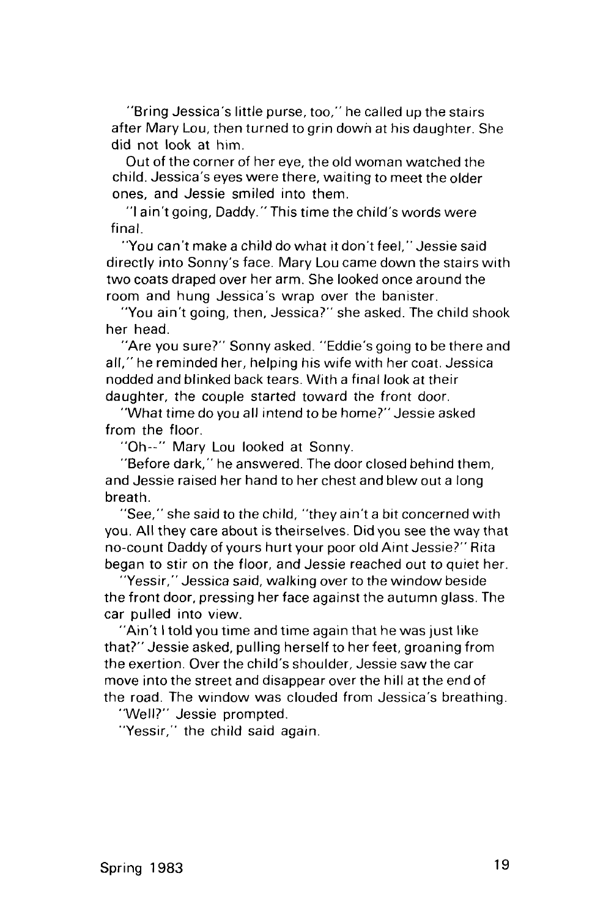"Bring Jessica's little purse, too," he called up the stairs after Mary Lou, then turned to grin down at his daughter. She did not look at him.

Out of the corner of her eye, the old woman watched the child. Jessica's eyes were there, waiting to meet the older ones, and Jessie smiled into them.

"I ain't going, Daddy." This time the child's words were final.

"You can't make a child do what it don't feel," Jessie said directly into Sonny's face. Mary Lou came down the stairs with two coats draped over her arm. She looked once around the room and hung Jessica's wrap over the banister.

"You ain't going, then, Jessica?" she asked. The child shook her head.

"Are you sure?" Sonny asked. "Eddie's going to be there and all," he reminded her, helping his wife with her coat. Jessica nodded and blinked back tears. With a final look at their daughter, the couple started toward the front door.

"What time do you all intend to be home?" Jessie asked from the floor.

"Oh--" Mary Lou looked at Sonny.

"Before dark," he answered. The door closed behind them, and Jessie raised her hand to her chest and blew out a long breath.

"See," she said to the child, "they ain't a bit concerned with you. All they care about is theirselves. Did you see the way that no-count Daddy of yours hurt your poor old Aint Jessie?" Rita began to stir on the floor, and Jessie reached out to quiet her.

"Yessir," Jessica said, walking over to the window beside the front door, pressing her face against the autumn glass. The car pulled into view.

"Ain't I told you time and time again that he was just like that?" Jessie asked, pulling herself to her feet, groaning from the exertion. Over the child's shoulder, Jessie saw the car move into the street and disappear over the hill at the end of the road. The window was clouded from Jessica's breathing.

"Well?" Jessie prompted.

"Yessir," the child said again.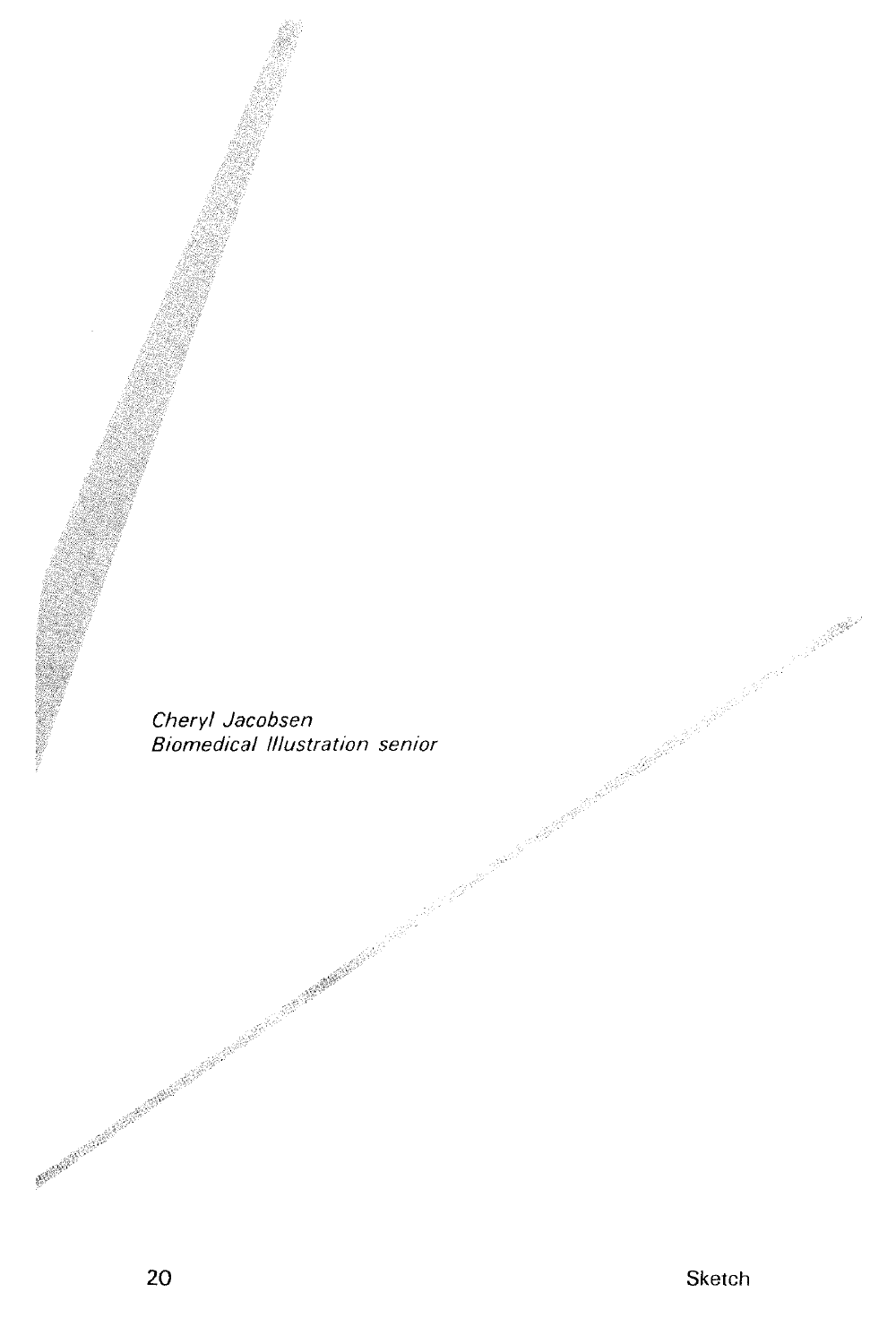*Cheryl Jacobsen*
*Biomedical Illustration senior*